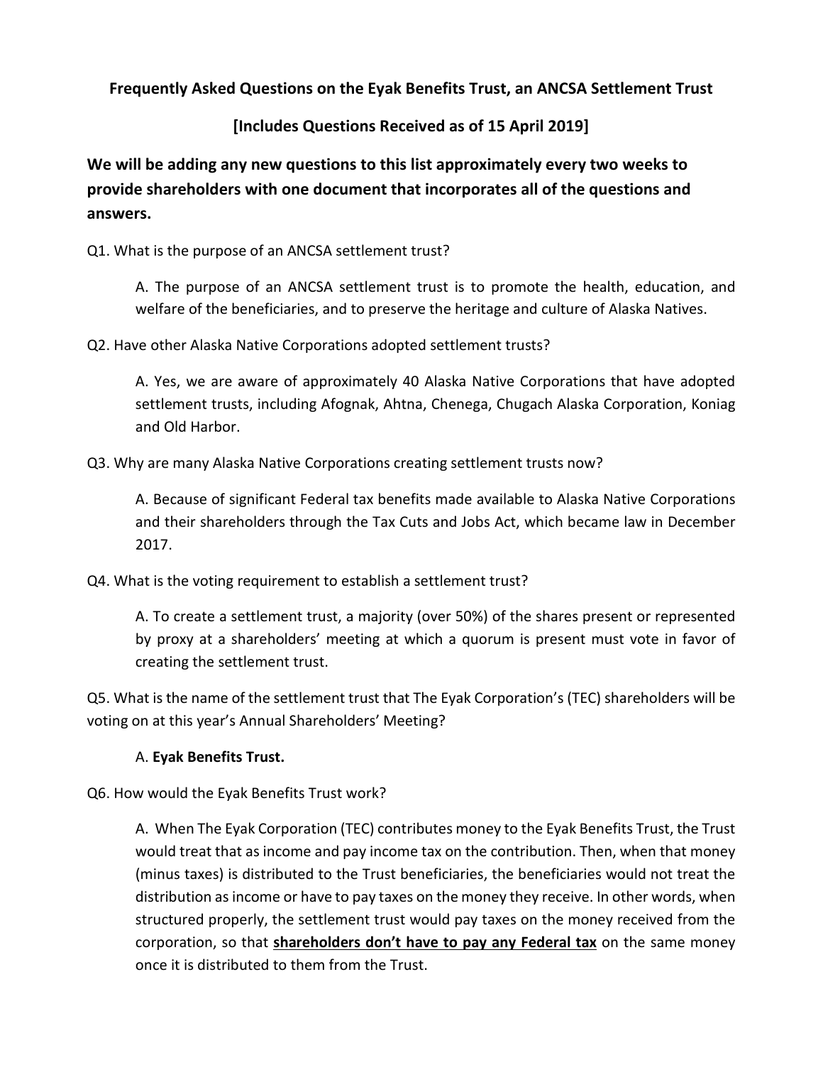# Frequently Asked Questions on the Eyak Benefits Trust, an ANCSA Settlement Trust

## [Includes Questions Received as of 15 April 2019]

**We will be adding any new questions to this list approximately every two weeks to provide shareholders with one document that incorporates all of the questions and answers.**

Q1. What is the purpose of an ANCSA settlement trust?

> A. The purpose of an ANCSA settlement trust is to promote the health, education, and welfare of the beneficiaries, and to preserve the heritage and culture of Alaska Natives.

Q2. Have other Alaska Native Corporations adopted settlement trusts?

> A. Yes, we are aware of approximately 40 Alaska Native Corporations that have adopted settlement trusts, including Afognak, Ahtna, Chenega, Chugach Alaska Corporation, Koniag and Old Harbor.

Q3. Why are many Alaska Native Corporations creating settlement trusts now?

> A. Because of significant Federal tax benefits made available to Alaska Native Corporations and their shareholders through the Tax Cuts and Jobs Act, which became law in December 2017.

Q4. What is the voting requirement to establish a settlement trust?

> A. To create a settlement trust, a majority (over 50%) of the shares present or represented by proxy at a shareholders' meeting at which a quorum is present must vote in favor of creating the settlement trust.

Q5. What is the name of the settlement trust that The Eyak Corporation's (TEC) shareholders will be voting on at this year's Annual Shareholders' Meeting?

> A. **Eyak Benefits Trust.**

Q6. How would the Eyak Benefits Trust work?

> A. When The Eyak Corporation (TEC) contributes money to the Eyak Benefits Trust, the Trust would treat that as income and pay income tax on the contribution. Then, when that money (minus taxes) is distributed to the Trust beneficiaries, the beneficiaries would not treat the distribution as income or have to pay taxes on the money they receive. In other words, when structured properly, the settlement trust would pay taxes on the money received from the corporation, so that **<u>shareholders don't have to pay any Federal tax</u>** on the same money once it is distributed to them from the Trust.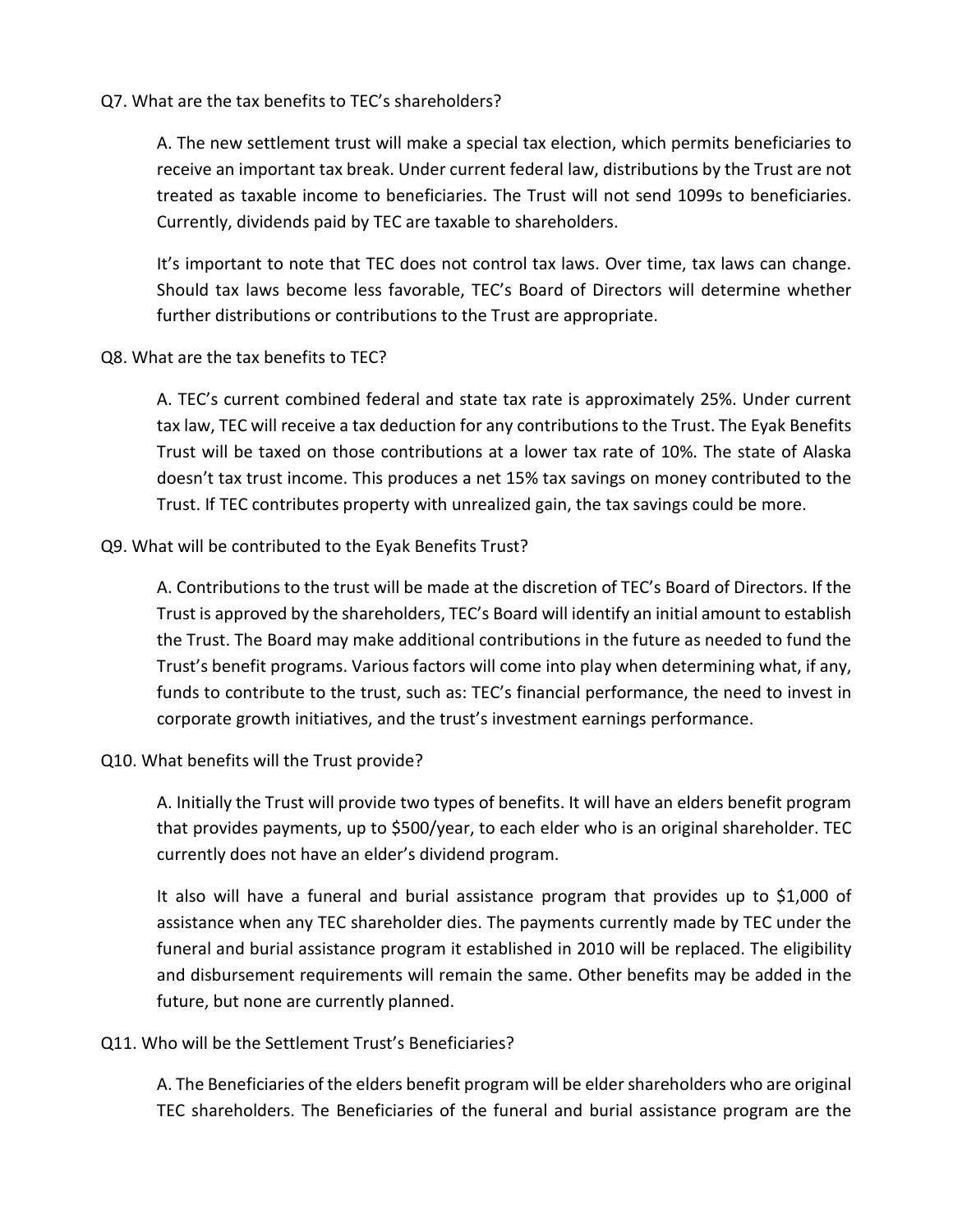Q7. What are the tax benefits to TEC's shareholders?

A. The new settlement trust will make a special tax election, which permits beneficiaries to receive an important tax break. Under current federal law, distributions by the Trust are not treated as taxable income to beneficiaries. The Trust will not send 1099s to beneficiaries. Currently, dividends paid by TEC are taxable to shareholders.

It's important to note that TEC does not control tax laws. Over time, tax laws can change. Should tax laws become less favorable, TEC's Board of Directors will determine whether further distributions or contributions to the Trust are appropriate.

Q8. What are the tax benefits to TEC?

A. TEC's current combined federal and state tax rate is approximately 25%. Under current tax law, TEC will receive a tax deduction for any contributions to the Trust. The Eyak Benefits Trust will be taxed on those contributions at a lower tax rate of 10%. The state of Alaska doesn't tax trust income. This produces a net 15% tax savings on money contributed to the Trust. If TEC contributes property with unrealized gain, the tax savings could be more.

Q9. What will be contributed to the Eyak Benefits Trust?

A. Contributions to the trust will be made at the discretion of TEC's Board of Directors. If the Trust is approved by the shareholders, TEC's Board will identify an initial amount to establish the Trust. The Board may make additional contributions in the future as needed to fund the Trust's benefit programs. Various factors will come into play when determining what, if any, funds to contribute to the trust, such as: TEC's financial performance, the need to invest in corporate growth initiatives, and the trust's investment earnings performance.

Q10. What benefits will the Trust provide?

A. Initially the Trust will provide two types of benefits. It will have an elders benefit program that provides payments, up to $500/year, to each elder who is an original shareholder. TEC currently does not have an elder's dividend program.

It also will have a funeral and burial assistance program that provides up to $1,000 of assistance when any TEC shareholder dies. The payments currently made by TEC under the funeral and burial assistance program it established in 2010 will be replaced. The eligibility and disbursement requirements will remain the same. Other benefits may be added in the future, but none are currently planned.

Q11. Who will be the Settlement Trust's Beneficiaries?

A. The Beneficiaries of the elders benefit program will be elder shareholders who are original TEC shareholders. The Beneficiaries of the funeral and burial assistance program are the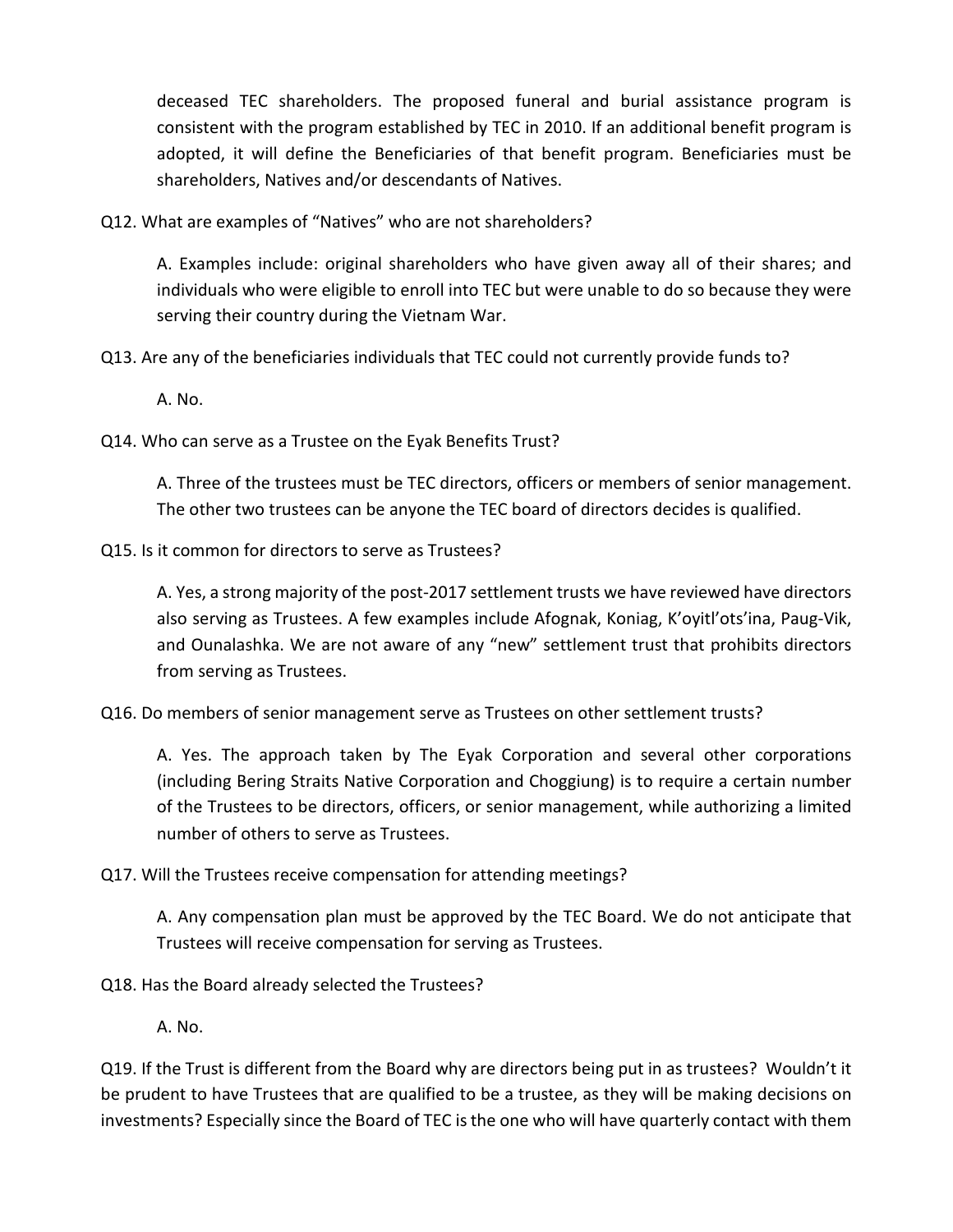deceased TEC shareholders. The proposed funeral and burial assistance program is consistent with the program established by TEC in 2010. If an additional benefit program is adopted, it will define the Beneficiaries of that benefit program. Beneficiaries must be shareholders, Natives and/or descendants of Natives.

Q12. What are examples of "Natives" who are not shareholders?

A. Examples include: original shareholders who have given away all of their shares; and individuals who were eligible to enroll into TEC but were unable to do so because they were serving their country during the Vietnam War.

Q13. Are any of the beneficiaries individuals that TEC could not currently provide funds to?

A. No.

Q14. Who can serve as a Trustee on the Eyak Benefits Trust?

A. Three of the trustees must be TEC directors, officers or members of senior management. The other two trustees can be anyone the TEC board of directors decides is qualified.

Q15. Is it common for directors to serve as Trustees?

A. Yes, a strong majority of the post-2017 settlement trusts we have reviewed have directors also serving as Trustees. A few examples include Afognak, Koniag, K'oyitl'ots'ina, Paug-Vik, and Ounalashka. We are not aware of any "new" settlement trust that prohibits directors from serving as Trustees.

Q16. Do members of senior management serve as Trustees on other settlement trusts?

A. Yes. The approach taken by The Eyak Corporation and several other corporations (including Bering Straits Native Corporation and Choggiung) is to require a certain number of the Trustees to be directors, officers, or senior management, while authorizing a limited number of others to serve as Trustees.

Q17. Will the Trustees receive compensation for attending meetings?

A. Any compensation plan must be approved by the TEC Board. We do not anticipate that Trustees will receive compensation for serving as Trustees.

Q18. Has the Board already selected the Trustees?

A. No.

Q19. If the Trust is different from the Board why are directors being put in as trustees? Wouldn't it be prudent to have Trustees that are qualified to be a trustee, as they will be making decisions on investments? Especially since the Board of TEC is the one who will have quarterly contact with them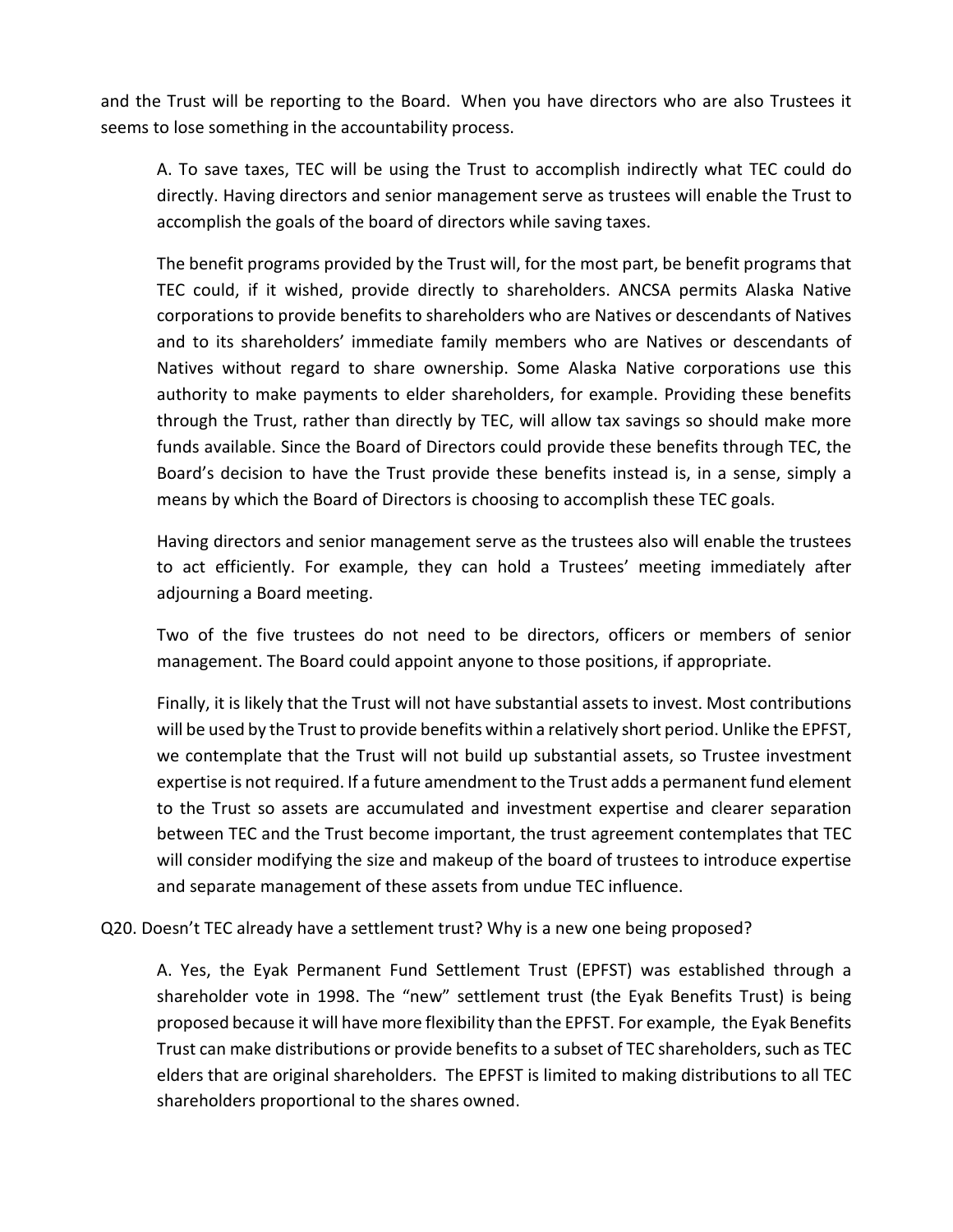and the Trust will be reporting to the Board. When you have directors who are also Trustees it seems to lose something in the accountability process.

A. To save taxes, TEC will be using the Trust to accomplish indirectly what TEC could do directly. Having directors and senior management serve as trustees will enable the Trust to accomplish the goals of the board of directors while saving taxes.

The benefit programs provided by the Trust will, for the most part, be benefit programs that TEC could, if it wished, provide directly to shareholders. ANCSA permits Alaska Native corporations to provide benefits to shareholders who are Natives or descendants of Natives and to its shareholders' immediate family members who are Natives or descendants of Natives without regard to share ownership. Some Alaska Native corporations use this authority to make payments to elder shareholders, for example. Providing these benefits through the Trust, rather than directly by TEC, will allow tax savings so should make more funds available. Since the Board of Directors could provide these benefits through TEC, the Board's decision to have the Trust provide these benefits instead is, in a sense, simply a means by which the Board of Directors is choosing to accomplish these TEC goals.

Having directors and senior management serve as the trustees also will enable the trustees to act efficiently. For example, they can hold a Trustees' meeting immediately after adjourning a Board meeting.

Two of the five trustees do not need to be directors, officers or members of senior management. The Board could appoint anyone to those positions, if appropriate.

Finally, it is likely that the Trust will not have substantial assets to invest. Most contributions will be used by the Trust to provide benefits within a relatively short period. Unlike the EPFST, we contemplate that the Trust will not build up substantial assets, so Trustee investment expertise is not required. If a future amendment to the Trust adds a permanent fund element to the Trust so assets are accumulated and investment expertise and clearer separation between TEC and the Trust become important, the trust agreement contemplates that TEC will consider modifying the size and makeup of the board of trustees to introduce expertise and separate management of these assets from undue TEC influence.

Q20. Doesn't TEC already have a settlement trust? Why is a new one being proposed?

A. Yes, the Eyak Permanent Fund Settlement Trust (EPFST) was established through a shareholder vote in 1998. The "new" settlement trust (the Eyak Benefits Trust) is being proposed because it will have more flexibility than the EPFST. For example, the Eyak Benefits Trust can make distributions or provide benefits to a subset of TEC shareholders, such as TEC elders that are original shareholders. The EPFST is limited to making distributions to all TEC shareholders proportional to the shares owned.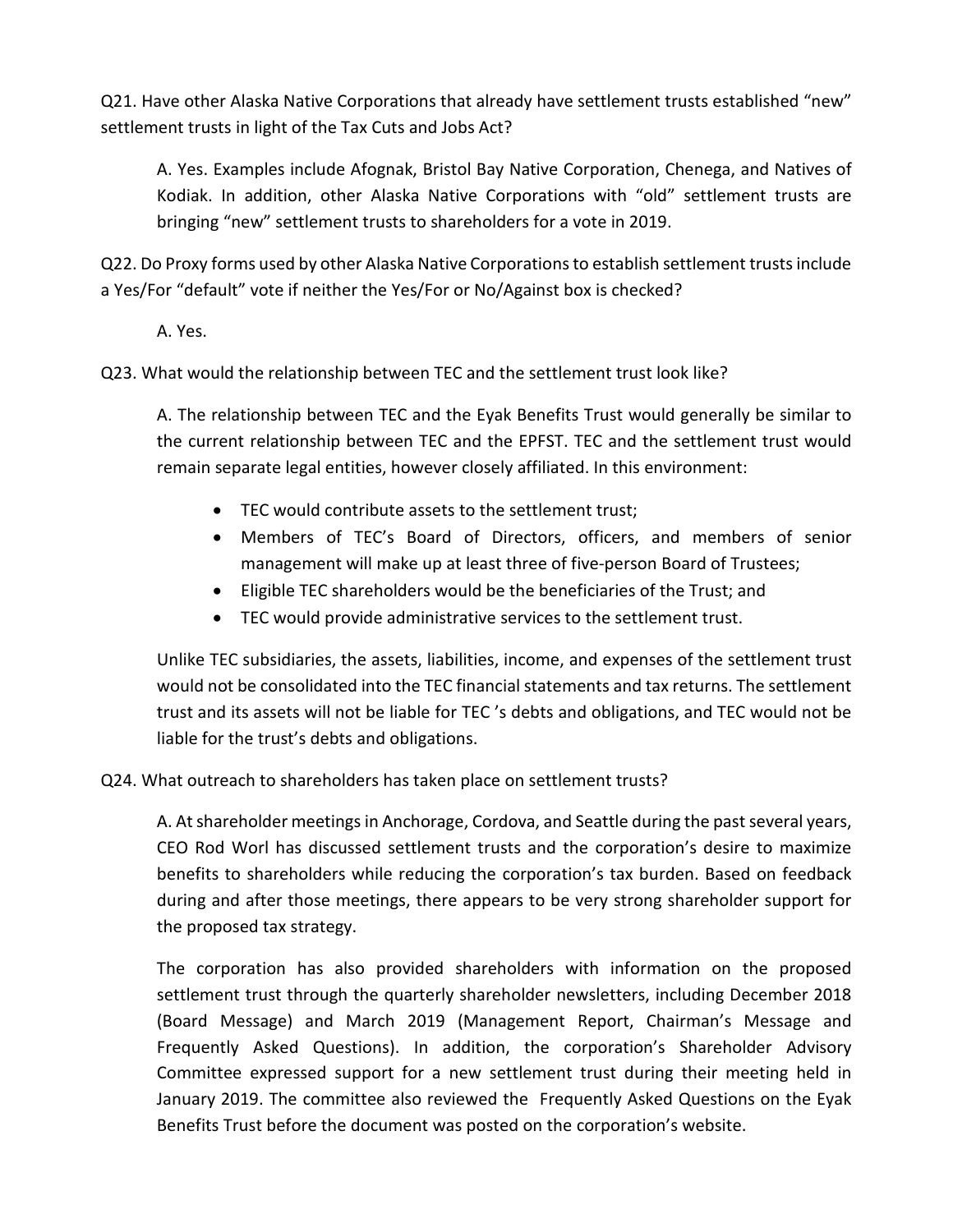Q21. Have other Alaska Native Corporations that already have settlement trusts established "new" settlement trusts in light of the Tax Cuts and Jobs Act?

A. Yes. Examples include Afognak, Bristol Bay Native Corporation, Chenega, and Natives of Kodiak. In addition, other Alaska Native Corporations with "old" settlement trusts are bringing "new" settlement trusts to shareholders for a vote in 2019.

Q22. Do Proxy forms used by other Alaska Native Corporations to establish settlement trusts include a Yes/For "default" vote if neither the Yes/For or No/Against box is checked?

A. Yes.

Q23. What would the relationship between TEC and the settlement trust look like?

A. The relationship between TEC and the Eyak Benefits Trust would generally be similar to the current relationship between TEC and the EPFST. TEC and the settlement trust would remain separate legal entities, however closely affiliated. In this environment:

- TEC would contribute assets to the settlement trust;
- Members of TEC's Board of Directors, officers, and members of senior management will make up at least three of five-person Board of Trustees;
- Eligible TEC shareholders would be the beneficiaries of the Trust; and
- TEC would provide administrative services to the settlement trust.

Unlike TEC subsidiaries, the assets, liabilities, income, and expenses of the settlement trust would not be consolidated into the TEC financial statements and tax returns. The settlement trust and its assets will not be liable for TEC 's debts and obligations, and TEC would not be liable for the trust's debts and obligations.

Q24. What outreach to shareholders has taken place on settlement trusts?

A. At shareholder meetings in Anchorage, Cordova, and Seattle during the past several years, CEO Rod Worl has discussed settlement trusts and the corporation's desire to maximize benefits to shareholders while reducing the corporation's tax burden. Based on feedback during and after those meetings, there appears to be very strong shareholder support for the proposed tax strategy.

The corporation has also provided shareholders with information on the proposed settlement trust through the quarterly shareholder newsletters, including December 2018 (Board Message) and March 2019 (Management Report, Chairman's Message and Frequently Asked Questions). In addition, the corporation's Shareholder Advisory Committee expressed support for a new settlement trust during their meeting held in January 2019. The committee also reviewed the Frequently Asked Questions on the Eyak Benefits Trust before the document was posted on the corporation's website.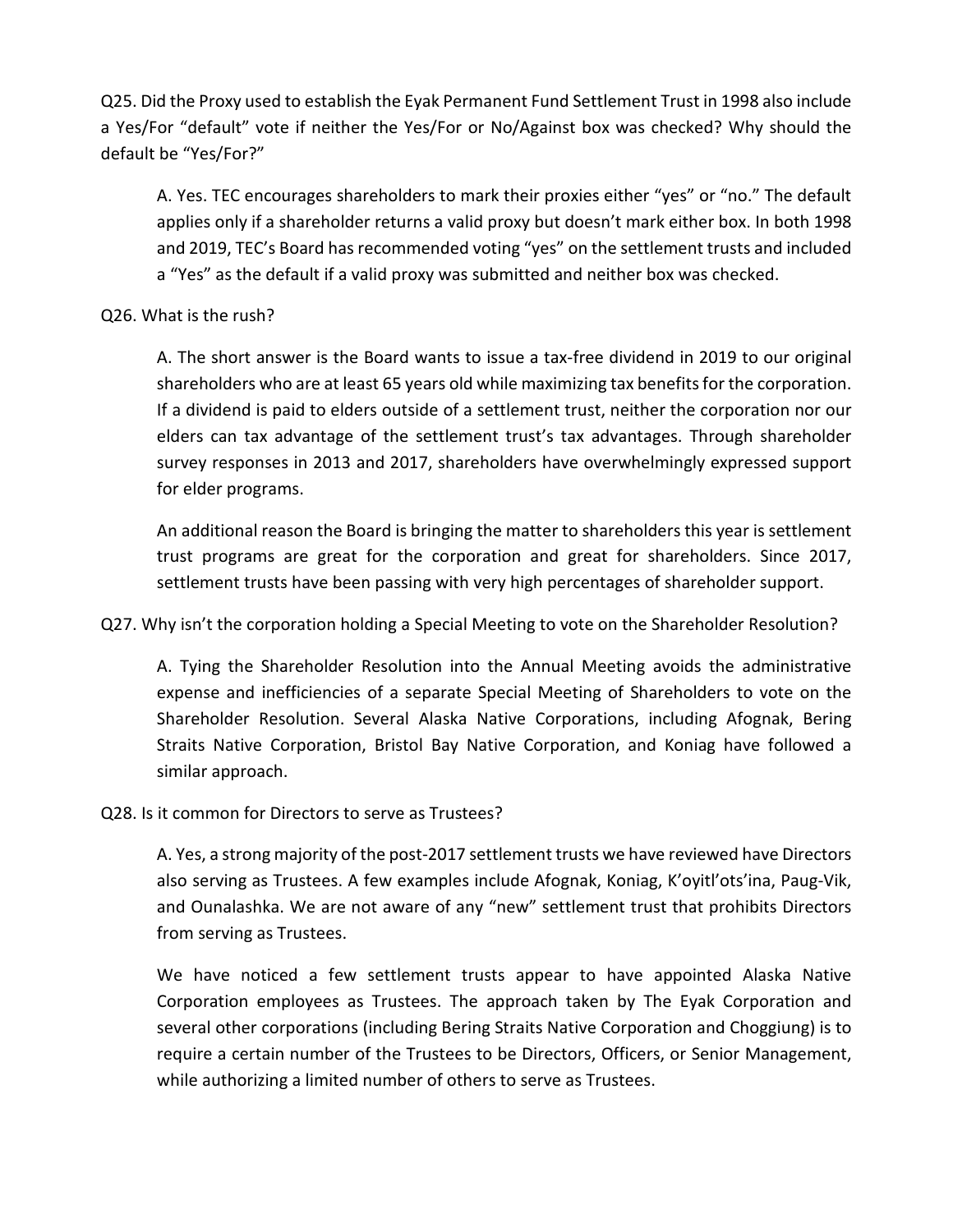Q25. Did the Proxy used to establish the Eyak Permanent Fund Settlement Trust in 1998 also include a Yes/For "default" vote if neither the Yes/For or No/Against box was checked? Why should the default be "Yes/For?"

> A. Yes. TEC encourages shareholders to mark their proxies either "yes" or "no." The default applies only if a shareholder returns a valid proxy but doesn't mark either box. In both 1998 and 2019, TEC's Board has recommended voting "yes" on the settlement trusts and included a "Yes" as the default if a valid proxy was submitted and neither box was checked.

Q26. What is the rush?

> A. The short answer is the Board wants to issue a tax-free dividend in 2019 to our original shareholders who are at least 65 years old while maximizing tax benefits for the corporation. If a dividend is paid to elders outside of a settlement trust, neither the corporation nor our elders can tax advantage of the settlement trust's tax advantages. Through shareholder survey responses in 2013 and 2017, shareholders have overwhelmingly expressed support for elder programs.
>
> An additional reason the Board is bringing the matter to shareholders this year is settlement trust programs are great for the corporation and great for shareholders. Since 2017, settlement trusts have been passing with very high percentages of shareholder support.

Q27. Why isn't the corporation holding a Special Meeting to vote on the Shareholder Resolution?

> A. Tying the Shareholder Resolution into the Annual Meeting avoids the administrative expense and inefficiencies of a separate Special Meeting of Shareholders to vote on the Shareholder Resolution. Several Alaska Native Corporations, including Afognak, Bering Straits Native Corporation, Bristol Bay Native Corporation, and Koniag have followed a similar approach.

Q28. Is it common for Directors to serve as Trustees?

> A. Yes, a strong majority of the post-2017 settlement trusts we have reviewed have Directors also serving as Trustees. A few examples include Afognak, Koniag, K'oyitl'ots'ina, Paug-Vik, and Ounalashka. We are not aware of any "new" settlement trust that prohibits Directors from serving as Trustees.
>
> We have noticed a few settlement trusts appear to have appointed Alaska Native Corporation employees as Trustees. The approach taken by The Eyak Corporation and several other corporations (including Bering Straits Native Corporation and Choggiung) is to require a certain number of the Trustees to be Directors, Officers, or Senior Management, while authorizing a limited number of others to serve as Trustees.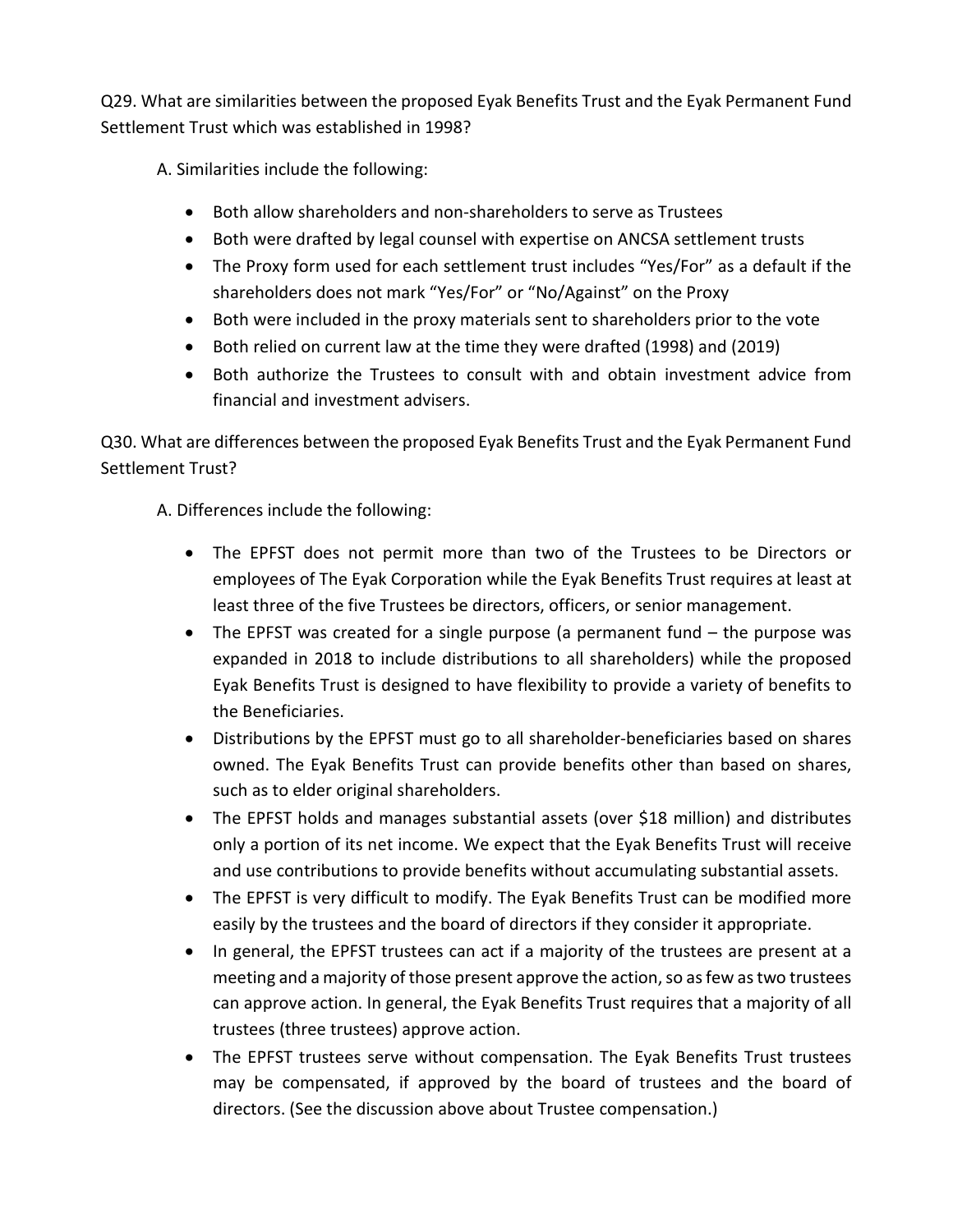Q29. What are similarities between the proposed Eyak Benefits Trust and the Eyak Permanent Fund Settlement Trust which was established in 1998?

A. Similarities include the following:

- Both allow shareholders and non-shareholders to serve as Trustees
- Both were drafted by legal counsel with expertise on ANCSA settlement trusts
- The Proxy form used for each settlement trust includes "Yes/For" as a default if the shareholders does not mark "Yes/For" or "No/Against" on the Proxy
- Both were included in the proxy materials sent to shareholders prior to the vote
- Both relied on current law at the time they were drafted (1998) and (2019)
- Both authorize the Trustees to consult with and obtain investment advice from financial and investment advisers.

Q30. What are differences between the proposed Eyak Benefits Trust and the Eyak Permanent Fund Settlement Trust?

A. Differences include the following:

- The EPFST does not permit more than two of the Trustees to be Directors or employees of The Eyak Corporation while the Eyak Benefits Trust requires at least at least three of the five Trustees be directors, officers, or senior management.
- The EPFST was created for a single purpose (a permanent fund – the purpose was expanded in 2018 to include distributions to all shareholders) while the proposed Eyak Benefits Trust is designed to have flexibility to provide a variety of benefits to the Beneficiaries.
- Distributions by the EPFST must go to all shareholder-beneficiaries based on shares owned. The Eyak Benefits Trust can provide benefits other than based on shares, such as to elder original shareholders.
- The EPFST holds and manages substantial assets (over $18 million) and distributes only a portion of its net income. We expect that the Eyak Benefits Trust will receive and use contributions to provide benefits without accumulating substantial assets.
- The EPFST is very difficult to modify. The Eyak Benefits Trust can be modified more easily by the trustees and the board of directors if they consider it appropriate.
- In general, the EPFST trustees can act if a majority of the trustees are present at a meeting and a majority of those present approve the action, so as few as two trustees can approve action. In general, the Eyak Benefits Trust requires that a majority of all trustees (three trustees) approve action.
- The EPFST trustees serve without compensation. The Eyak Benefits Trust trustees may be compensated, if approved by the board of trustees and the board of directors. (See the discussion above about Trustee compensation.)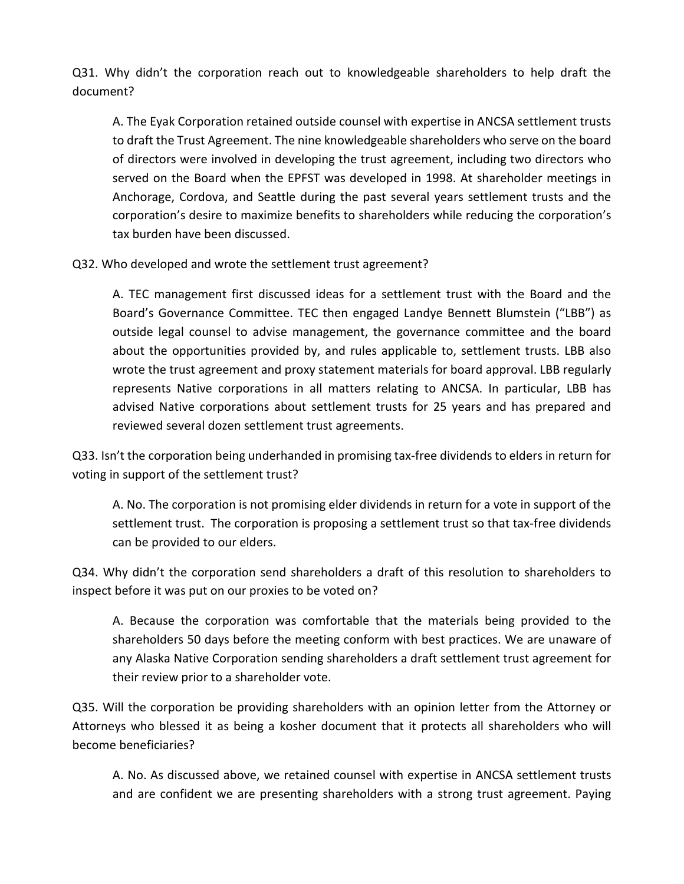Q31. Why didn't the corporation reach out to knowledgeable shareholders to help draft the document?

> A. The Eyak Corporation retained outside counsel with expertise in ANCSA settlement trusts to draft the Trust Agreement. The nine knowledgeable shareholders who serve on the board of directors were involved in developing the trust agreement, including two directors who served on the Board when the EPFST was developed in 1998. At shareholder meetings in Anchorage, Cordova, and Seattle during the past several years settlement trusts and the corporation's desire to maximize benefits to shareholders while reducing the corporation's tax burden have been discussed.

Q32. Who developed and wrote the settlement trust agreement?

> A. TEC management first discussed ideas for a settlement trust with the Board and the Board's Governance Committee. TEC then engaged Landye Bennett Blumstein ("LBB") as outside legal counsel to advise management, the governance committee and the board about the opportunities provided by, and rules applicable to, settlement trusts. LBB also wrote the trust agreement and proxy statement materials for board approval. LBB regularly represents Native corporations in all matters relating to ANCSA. In particular, LBB has advised Native corporations about settlement trusts for 25 years and has prepared and reviewed several dozen settlement trust agreements.

Q33. Isn't the corporation being underhanded in promising tax-free dividends to elders in return for voting in support of the settlement trust?

> A. No. The corporation is not promising elder dividends in return for a vote in support of the settlement trust. The corporation is proposing a settlement trust so that tax-free dividends can be provided to our elders.

Q34. Why didn't the corporation send shareholders a draft of this resolution to shareholders to inspect before it was put on our proxies to be voted on?

> A. Because the corporation was comfortable that the materials being provided to the shareholders 50 days before the meeting conform with best practices. We are unaware of any Alaska Native Corporation sending shareholders a draft settlement trust agreement for their review prior to a shareholder vote.

Q35. Will the corporation be providing shareholders with an opinion letter from the Attorney or Attorneys who blessed it as being a kosher document that it protects all shareholders who will become beneficiaries?

> A. No. As discussed above, we retained counsel with expertise in ANCSA settlement trusts and are confident we are presenting shareholders with a strong trust agreement. Paying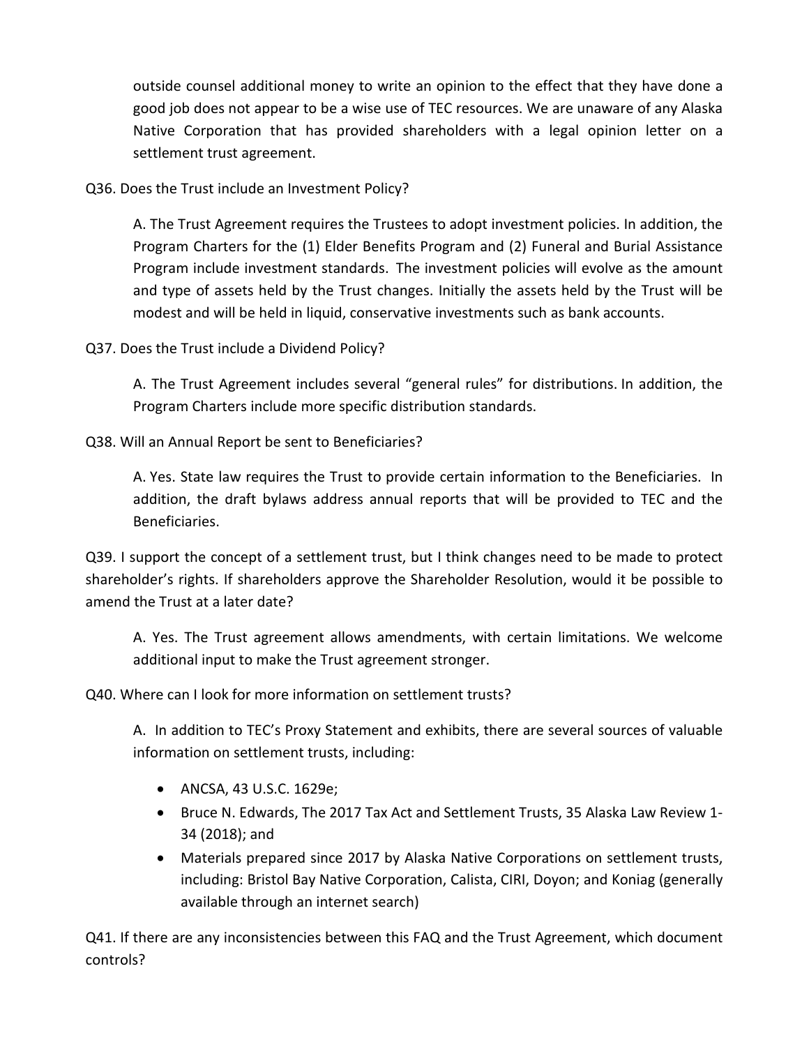outside counsel additional money to write an opinion to the effect that they have done a good job does not appear to be a wise use of TEC resources. We are unaware of any Alaska Native Corporation that has provided shareholders with a legal opinion letter on a settlement trust agreement.

Q36. Does the Trust include an Investment Policy?

> A. The Trust Agreement requires the Trustees to adopt investment policies. In addition, the Program Charters for the (1) Elder Benefits Program and (2) Funeral and Burial Assistance Program include investment standards. The investment policies will evolve as the amount and type of assets held by the Trust changes. Initially the assets held by the Trust will be modest and will be held in liquid, conservative investments such as bank accounts.

Q37. Does the Trust include a Dividend Policy?

> A. The Trust Agreement includes several "general rules" for distributions. In addition, the Program Charters include more specific distribution standards.

Q38. Will an Annual Report be sent to Beneficiaries?

> A. Yes. State law requires the Trust to provide certain information to the Beneficiaries. In addition, the draft bylaws address annual reports that will be provided to TEC and the Beneficiaries.

Q39. I support the concept of a settlement trust, but I think changes need to be made to protect shareholder's rights. If shareholders approve the Shareholder Resolution, would it be possible to amend the Trust at a later date?

> A. Yes. The Trust agreement allows amendments, with certain limitations. We welcome additional input to make the Trust agreement stronger.

Q40. Where can I look for more information on settlement trusts?

> A. In addition to TEC's Proxy Statement and exhibits, there are several sources of valuable information on settlement trusts, including:
>
> - ANCSA, 43 U.S.C. 1629e;
> - Bruce N. Edwards, The 2017 Tax Act and Settlement Trusts, 35 Alaska Law Review 1-34 (2018); and
> - Materials prepared since 2017 by Alaska Native Corporations on settlement trusts, including: Bristol Bay Native Corporation, Calista, CIRI, Doyon; and Koniag (generally available through an internet search)

Q41. If there are any inconsistencies between this FAQ and the Trust Agreement, which document controls?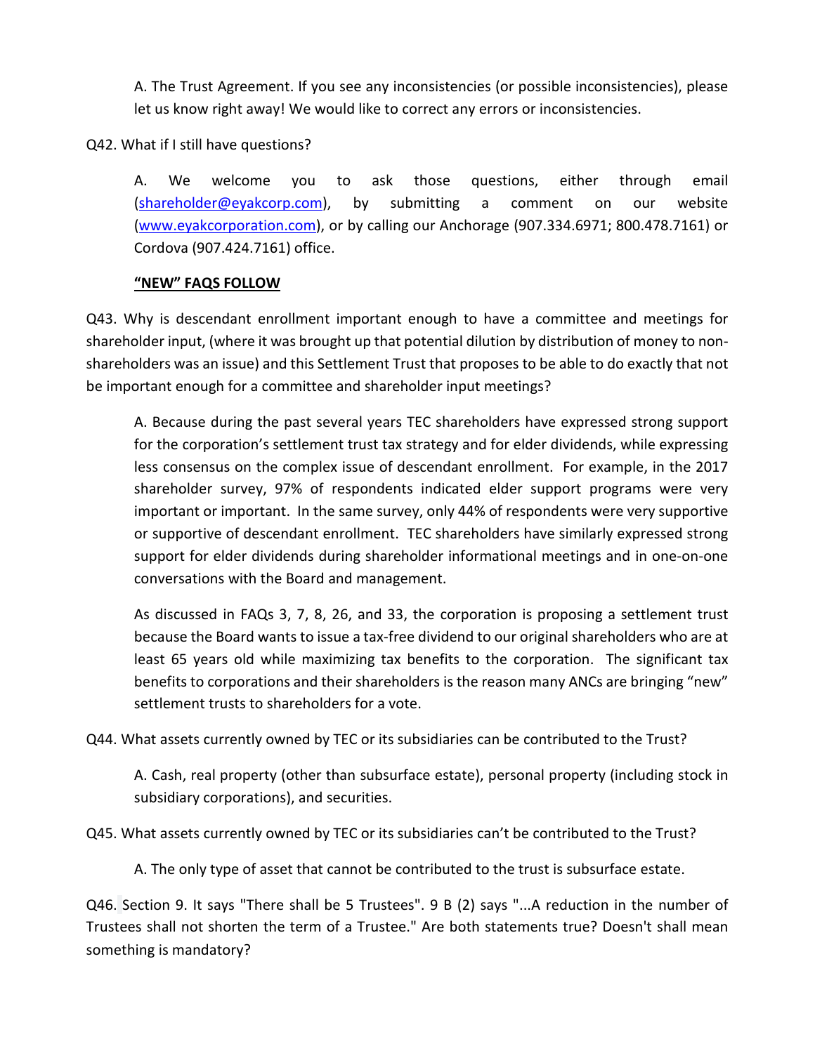A. The Trust Agreement. If you see any inconsistencies (or possible inconsistencies), please let us know right away! We would like to correct any errors or inconsistencies.

Q42. What if I still have questions?

A. We welcome you to ask those questions, either through email (shareholder@eyakcorp.com), by submitting a comment on our website (www.eyakcorporation.com), or by calling our Anchorage (907.334.6971; 800.478.7161) or Cordova (907.424.7161) office.

**"NEW" FAQS FOLLOW**

Q43. Why is descendant enrollment important enough to have a committee and meetings for shareholder input, (where it was brought up that potential dilution by distribution of money to non-shareholders was an issue) and this Settlement Trust that proposes to be able to do exactly that not be important enough for a committee and shareholder input meetings?

A. Because during the past several years TEC shareholders have expressed strong support for the corporation's settlement trust tax strategy and for elder dividends, while expressing less consensus on the complex issue of descendant enrollment. For example, in the 2017 shareholder survey, 97% of respondents indicated elder support programs were very important or important. In the same survey, only 44% of respondents were very supportive or supportive of descendant enrollment. TEC shareholders have similarly expressed strong support for elder dividends during shareholder informational meetings and in one-on-one conversations with the Board and management.

As discussed in FAQs 3, 7, 8, 26, and 33, the corporation is proposing a settlement trust because the Board wants to issue a tax-free dividend to our original shareholders who are at least 65 years old while maximizing tax benefits to the corporation. The significant tax benefits to corporations and their shareholders is the reason many ANCs are bringing "new" settlement trusts to shareholders for a vote.

Q44. What assets currently owned by TEC or its subsidiaries can be contributed to the Trust?

A. Cash, real property (other than subsurface estate), personal property (including stock in subsidiary corporations), and securities.

Q45. What assets currently owned by TEC or its subsidiaries can't be contributed to the Trust?

A. The only type of asset that cannot be contributed to the trust is subsurface estate.

Q46. Section 9. It says "There shall be 5 Trustees". 9 B (2) says "...A reduction in the number of Trustees shall not shorten the term of a Trustee." Are both statements true? Doesn't shall mean something is mandatory?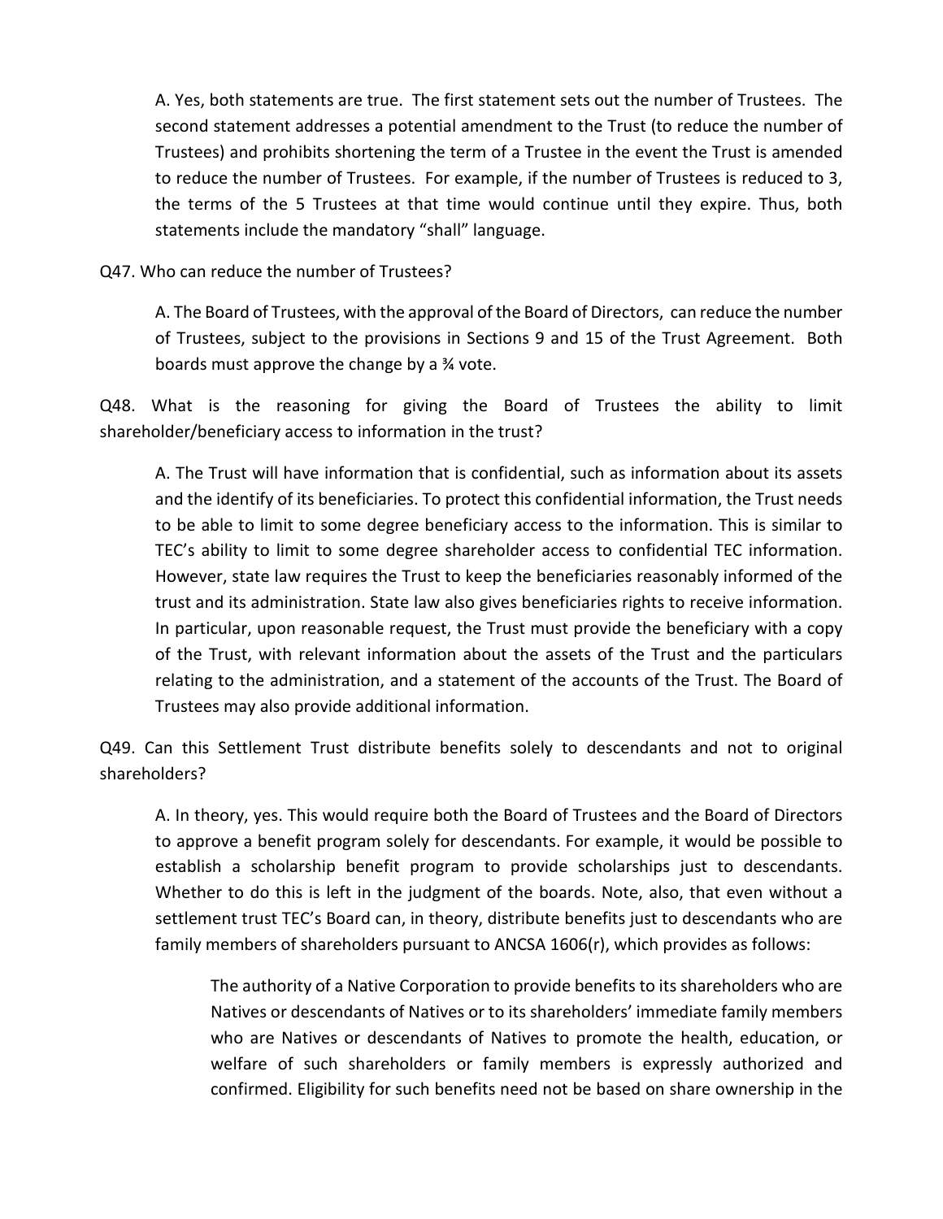A. Yes, both statements are true. The first statement sets out the number of Trustees. The second statement addresses a potential amendment to the Trust (to reduce the number of Trustees) and prohibits shortening the term of a Trustee in the event the Trust is amended to reduce the number of Trustees. For example, if the number of Trustees is reduced to 3, the terms of the 5 Trustees at that time would continue until they expire. Thus, both statements include the mandatory "shall" language.

Q47. Who can reduce the number of Trustees?

A. The Board of Trustees, with the approval of the Board of Directors, can reduce the number of Trustees, subject to the provisions in Sections 9 and 15 of the Trust Agreement. Both boards must approve the change by a ¾ vote.

Q48. What is the reasoning for giving the Board of Trustees the ability to limit shareholder/beneficiary access to information in the trust?

A. The Trust will have information that is confidential, such as information about its assets and the identify of its beneficiaries. To protect this confidential information, the Trust needs to be able to limit to some degree beneficiary access to the information. This is similar to TEC's ability to limit to some degree shareholder access to confidential TEC information. However, state law requires the Trust to keep the beneficiaries reasonably informed of the trust and its administration. State law also gives beneficiaries rights to receive information. In particular, upon reasonable request, the Trust must provide the beneficiary with a copy of the Trust, with relevant information about the assets of the Trust and the particulars relating to the administration, and a statement of the accounts of the Trust. The Board of Trustees may also provide additional information.

Q49. Can this Settlement Trust distribute benefits solely to descendants and not to original shareholders?

A. In theory, yes. This would require both the Board of Trustees and the Board of Directors to approve a benefit program solely for descendants. For example, it would be possible to establish a scholarship benefit program to provide scholarships just to descendants. Whether to do this is left in the judgment of the boards. Note, also, that even without a settlement trust TEC's Board can, in theory, distribute benefits just to descendants who are family members of shareholders pursuant to ANCSA 1606(r), which provides as follows:

> The authority of a Native Corporation to provide benefits to its shareholders who are Natives or descendants of Natives or to its shareholders' immediate family members who are Natives or descendants of Natives to promote the health, education, or welfare of such shareholders or family members is expressly authorized and confirmed. Eligibility for such benefits need not be based on share ownership in the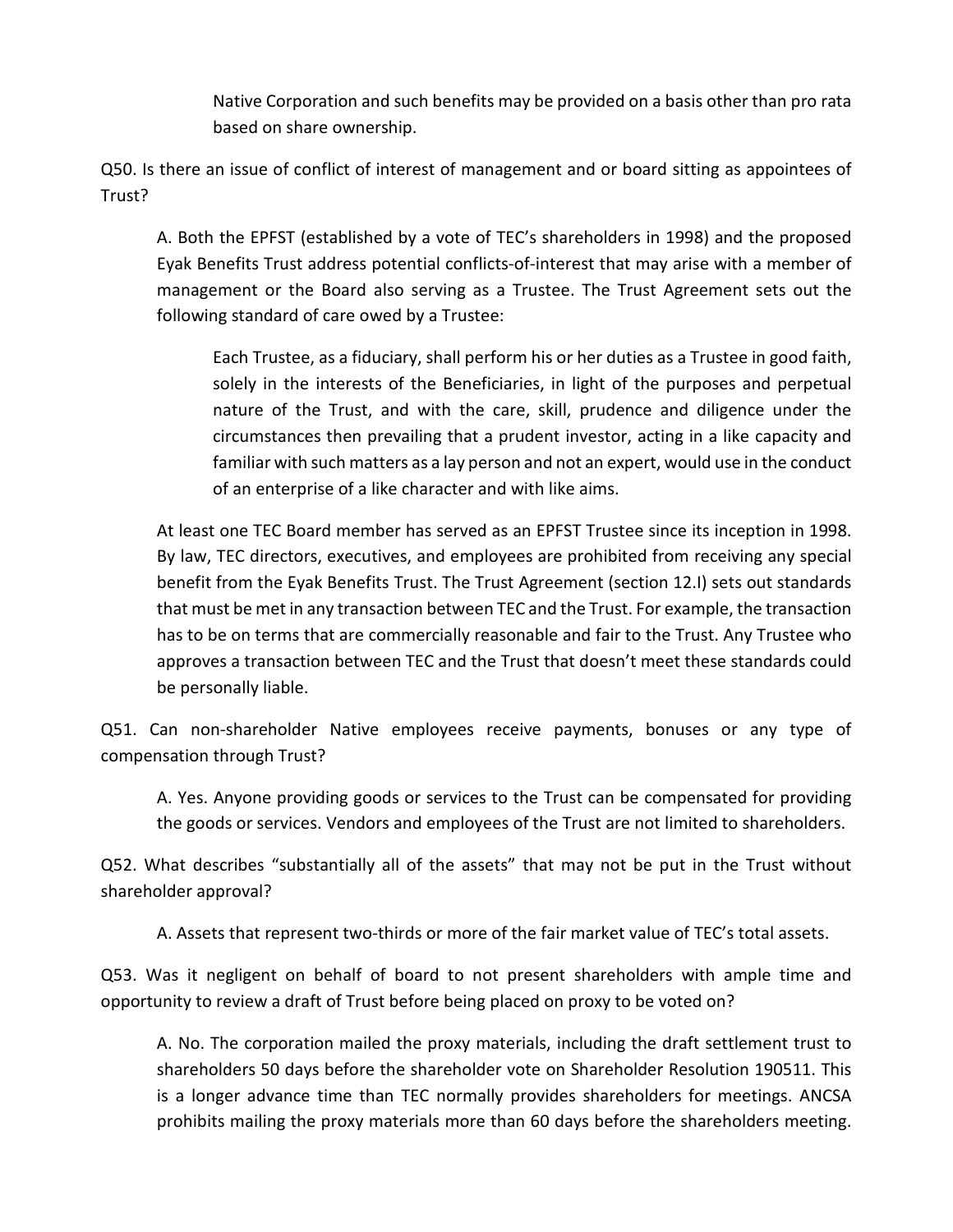Native Corporation and such benefits may be provided on a basis other than pro rata based on share ownership.

Q50. Is there an issue of conflict of interest of management and or board sitting as appointees of Trust?

A. Both the EPFST (established by a vote of TEC's shareholders in 1998) and the proposed Eyak Benefits Trust address potential conflicts-of-interest that may arise with a member of management or the Board also serving as a Trustee. The Trust Agreement sets out the following standard of care owed by a Trustee:

> Each Trustee, as a fiduciary, shall perform his or her duties as a Trustee in good faith, solely in the interests of the Beneficiaries, in light of the purposes and perpetual nature of the Trust, and with the care, skill, prudence and diligence under the circumstances then prevailing that a prudent investor, acting in a like capacity and familiar with such matters as a lay person and not an expert, would use in the conduct of an enterprise of a like character and with like aims.

At least one TEC Board member has served as an EPFST Trustee since its inception in 1998. By law, TEC directors, executives, and employees are prohibited from receiving any special benefit from the Eyak Benefits Trust. The Trust Agreement (section 12.I) sets out standards that must be met in any transaction between TEC and the Trust. For example, the transaction has to be on terms that are commercially reasonable and fair to the Trust. Any Trustee who approves a transaction between TEC and the Trust that doesn't meet these standards could be personally liable.

Q51. Can non-shareholder Native employees receive payments, bonuses or any type of compensation through Trust?

A. Yes. Anyone providing goods or services to the Trust can be compensated for providing the goods or services. Vendors and employees of the Trust are not limited to shareholders.

Q52. What describes "substantially all of the assets" that may not be put in the Trust without shareholder approval?

A. Assets that represent two-thirds or more of the fair market value of TEC's total assets.

Q53. Was it negligent on behalf of board to not present shareholders with ample time and opportunity to review a draft of Trust before being placed on proxy to be voted on?

A. No. The corporation mailed the proxy materials, including the draft settlement trust to shareholders 50 days before the shareholder vote on Shareholder Resolution 190511. This is a longer advance time than TEC normally provides shareholders for meetings. ANCSA prohibits mailing the proxy materials more than 60 days before the shareholders meeting.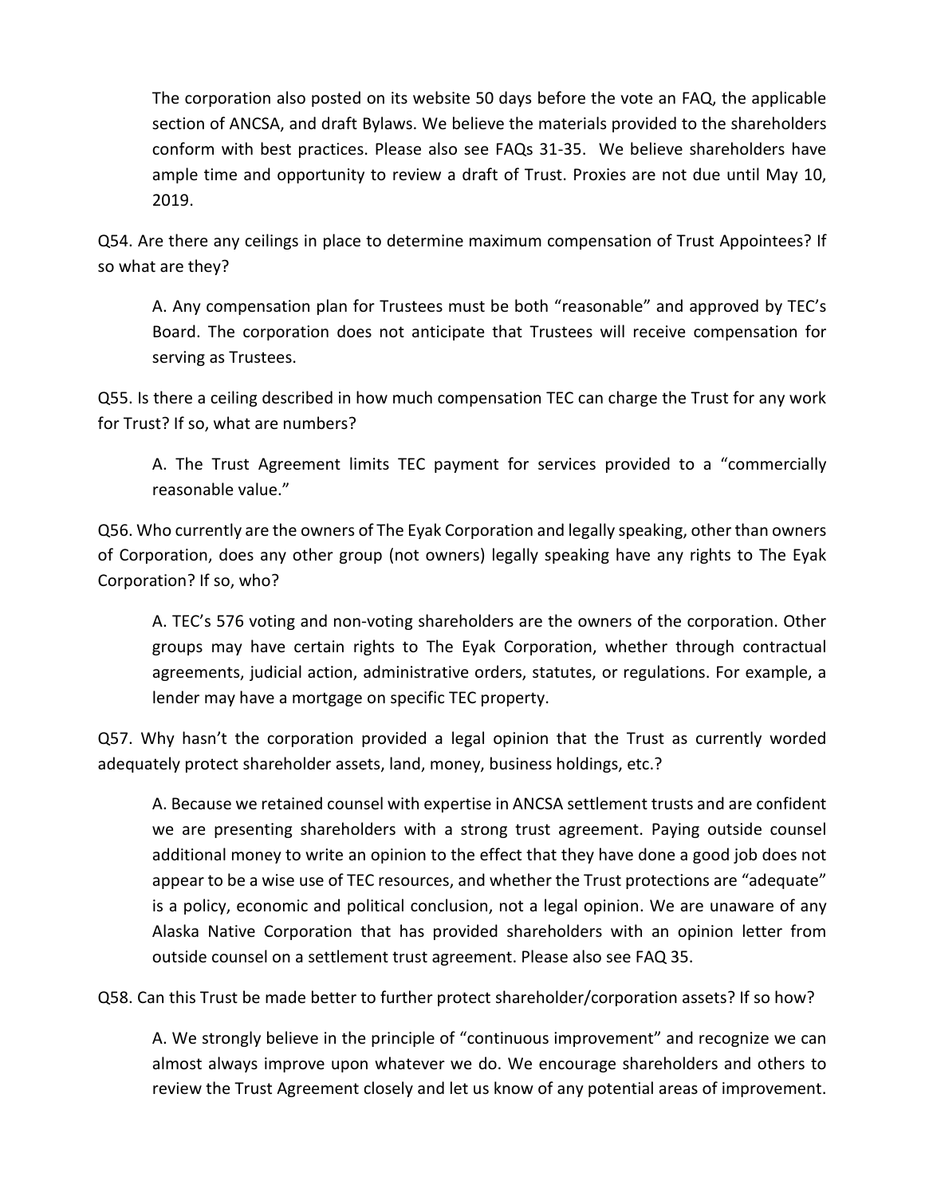The corporation also posted on its website 50 days before the vote an FAQ, the applicable section of ANCSA, and draft Bylaws. We believe the materials provided to the shareholders conform with best practices. Please also see FAQs 31-35. We believe shareholders have ample time and opportunity to review a draft of Trust. Proxies are not due until May 10, 2019.

Q54. Are there any ceilings in place to determine maximum compensation of Trust Appointees? If so what are they?

A. Any compensation plan for Trustees must be both "reasonable" and approved by TEC's Board. The corporation does not anticipate that Trustees will receive compensation for serving as Trustees.

Q55. Is there a ceiling described in how much compensation TEC can charge the Trust for any work for Trust? If so, what are numbers?

A. The Trust Agreement limits TEC payment for services provided to a "commercially reasonable value."

Q56. Who currently are the owners of The Eyak Corporation and legally speaking, other than owners of Corporation, does any other group (not owners) legally speaking have any rights to The Eyak Corporation? If so, who?

A. TEC's 576 voting and non-voting shareholders are the owners of the corporation. Other groups may have certain rights to The Eyak Corporation, whether through contractual agreements, judicial action, administrative orders, statutes, or regulations. For example, a lender may have a mortgage on specific TEC property.

Q57. Why hasn't the corporation provided a legal opinion that the Trust as currently worded adequately protect shareholder assets, land, money, business holdings, etc.?

A. Because we retained counsel with expertise in ANCSA settlement trusts and are confident we are presenting shareholders with a strong trust agreement. Paying outside counsel additional money to write an opinion to the effect that they have done a good job does not appear to be a wise use of TEC resources, and whether the Trust protections are "adequate" is a policy, economic and political conclusion, not a legal opinion. We are unaware of any Alaska Native Corporation that has provided shareholders with an opinion letter from outside counsel on a settlement trust agreement. Please also see FAQ 35.

Q58. Can this Trust be made better to further protect shareholder/corporation assets? If so how?

A. We strongly believe in the principle of "continuous improvement" and recognize we can almost always improve upon whatever we do. We encourage shareholders and others to review the Trust Agreement closely and let us know of any potential areas of improvement.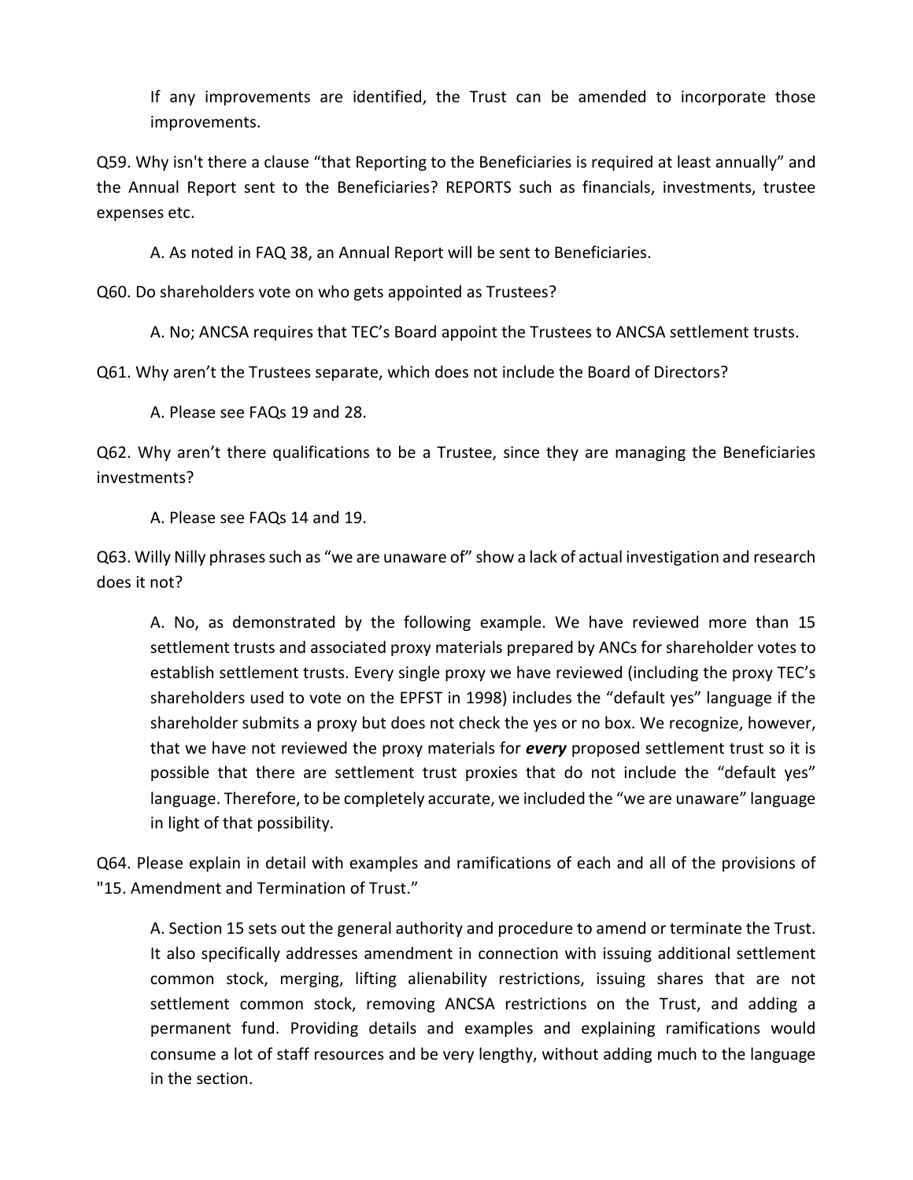If any improvements are identified, the Trust can be amended to incorporate those improvements.

Q59. Why isn't there a clause "that Reporting to the Beneficiaries is required at least annually" and the Annual Report sent to the Beneficiaries? REPORTS such as financials, investments, trustee expenses etc.

A. As noted in FAQ 38, an Annual Report will be sent to Beneficiaries.

Q60. Do shareholders vote on who gets appointed as Trustees?

A. No; ANCSA requires that TEC's Board appoint the Trustees to ANCSA settlement trusts.

Q61. Why aren't the Trustees separate, which does not include the Board of Directors?

A. Please see FAQs 19 and 28.

Q62. Why aren't there qualifications to be a Trustee, since they are managing the Beneficiaries investments?

A. Please see FAQs 14 and 19.

Q63. Willy Nilly phrases such as "we are unaware of" show a lack of actual investigation and research does it not?

A. No, as demonstrated by the following example. We have reviewed more than 15 settlement trusts and associated proxy materials prepared by ANCs for shareholder votes to establish settlement trusts. Every single proxy we have reviewed (including the proxy TEC's shareholders used to vote on the EPFST in 1998) includes the "default yes" language if the shareholder submits a proxy but does not check the yes or no box. We recognize, however, that we have not reviewed the proxy materials for ***every*** proposed settlement trust so it is possible that there are settlement trust proxies that do not include the "default yes" language. Therefore, to be completely accurate, we included the "we are unaware" language in light of that possibility.

Q64. Please explain in detail with examples and ramifications of each and all of the provisions of "15. Amendment and Termination of Trust."

A. Section 15 sets out the general authority and procedure to amend or terminate the Trust. It also specifically addresses amendment in connection with issuing additional settlement common stock, merging, lifting alienability restrictions, issuing shares that are not settlement common stock, removing ANCSA restrictions on the Trust, and adding a permanent fund. Providing details and examples and explaining ramifications would consume a lot of staff resources and be very lengthy, without adding much to the language in the section.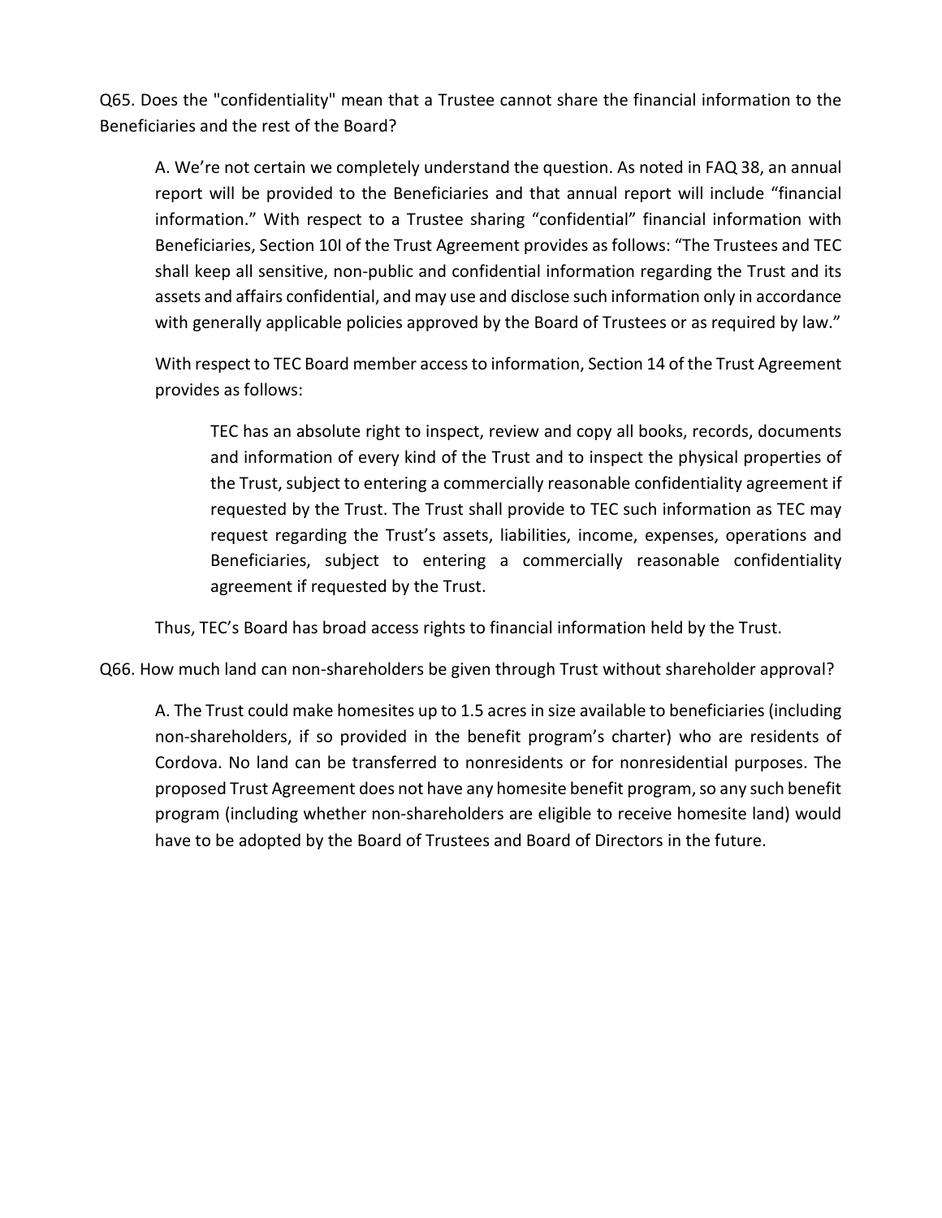Q65. Does the "confidentiality" mean that a Trustee cannot share the financial information to the Beneficiaries and the rest of the Board?

> A. We're not certain we completely understand the question. As noted in FAQ 38, an annual report will be provided to the Beneficiaries and that annual report will include "financial information." With respect to a Trustee sharing "confidential" financial information with Beneficiaries, Section 10I of the Trust Agreement provides as follows: "The Trustees and TEC shall keep all sensitive, non-public and confidential information regarding the Trust and its assets and affairs confidential, and may use and disclose such information only in accordance with generally applicable policies approved by the Board of Trustees or as required by law."
>
> With respect to TEC Board member access to information, Section 14 of the Trust Agreement provides as follows:
>
> > TEC has an absolute right to inspect, review and copy all books, records, documents and information of every kind of the Trust and to inspect the physical properties of the Trust, subject to entering a commercially reasonable confidentiality agreement if requested by the Trust. The Trust shall provide to TEC such information as TEC may request regarding the Trust's assets, liabilities, income, expenses, operations and Beneficiaries, subject to entering a commercially reasonable confidentiality agreement if requested by the Trust.
>
> Thus, TEC's Board has broad access rights to financial information held by the Trust.

Q66. How much land can non-shareholders be given through Trust without shareholder approval?

> A. The Trust could make homesites up to 1.5 acres in size available to beneficiaries (including non-shareholders, if so provided in the benefit program's charter) who are residents of Cordova. No land can be transferred to nonresidents or for nonresidential purposes. The proposed Trust Agreement does not have any homesite benefit program, so any such benefit program (including whether non-shareholders are eligible to receive homesite land) would have to be adopted by the Board of Trustees and Board of Directors in the future.